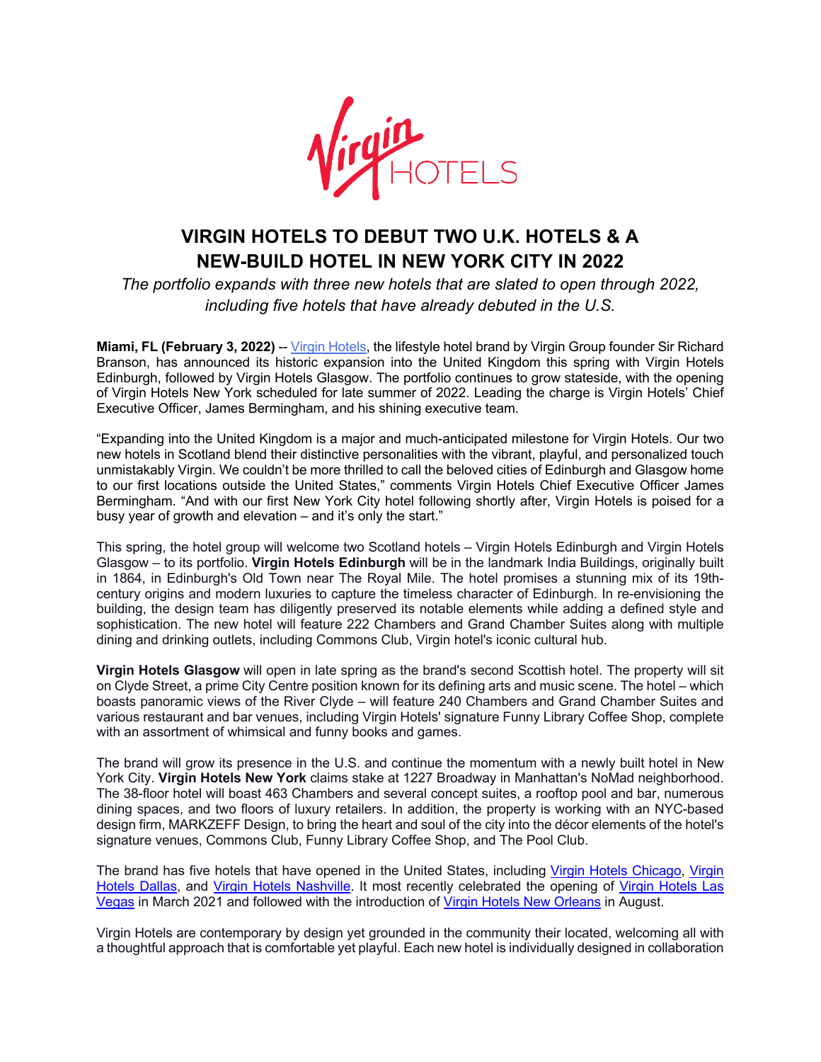# VIRGIN HOTELS TO DEBUT TWO U.K. HOTELS & A NEW-BUILD HOTEL IN NEW YORK CITY IN 2022

*The portfolio expands with three new hotels that are slated to open through 2022, including five hotels that have already debuted in the U.S.*

**Miami, FL (February 3, 2022)** -- Virgin Hotels, the lifestyle hotel brand by Virgin Group founder Sir Richard Branson, has announced its historic expansion into the United Kingdom this spring with Virgin Hotels Edinburgh, followed by Virgin Hotels Glasgow. The portfolio continues to grow stateside, with the opening of Virgin Hotels New York scheduled for late summer of 2022. Leading the charge is Virgin Hotels' Chief Executive Officer, James Bermingham, and his shining executive team.

"Expanding into the United Kingdom is a major and much-anticipated milestone for Virgin Hotels. Our two new hotels in Scotland blend their distinctive personalities with the vibrant, playful, and personalized touch unmistakably Virgin. We couldn't be more thrilled to call the beloved cities of Edinburgh and Glasgow home to our first locations outside the United States," comments Virgin Hotels Chief Executive Officer James Bermingham. "And with our first New York City hotel following shortly after, Virgin Hotels is poised for a busy year of growth and elevation – and it's only the start."

This spring, the hotel group will welcome two Scotland hotels – Virgin Hotels Edinburgh and Virgin Hotels Glasgow – to its portfolio. **Virgin Hotels Edinburgh** will be in the landmark India Buildings, originally built in 1864, in Edinburgh's Old Town near The Royal Mile. The hotel promises a stunning mix of its 19th-century origins and modern luxuries to capture the timeless character of Edinburgh. In re-envisioning the building, the design team has diligently preserved its notable elements while adding a defined style and sophistication. The new hotel will feature 222 Chambers and Grand Chamber Suites along with multiple dining and drinking outlets, including Commons Club, Virgin hotel's iconic cultural hub.

**Virgin Hotels Glasgow** will open in late spring as the brand's second Scottish hotel. The property will sit on Clyde Street, a prime City Centre position known for its defining arts and music scene. The hotel – which boasts panoramic views of the River Clyde – will feature 240 Chambers and Grand Chamber Suites and various restaurant and bar venues, including Virgin Hotels' signature Funny Library Coffee Shop, complete with an assortment of whimsical and funny books and games.

The brand will grow its presence in the U.S. and continue the momentum with a newly built hotel in New York City. **Virgin Hotels New York** claims stake at 1227 Broadway in Manhattan's NoMad neighborhood. The 38-floor hotel will boast 463 Chambers and several concept suites, a rooftop pool and bar, numerous dining spaces, and two floors of luxury retailers. In addition, the property is working with an NYC-based design firm, MARKZEFF Design, to bring the heart and soul of the city into the décor elements of the hotel's signature venues, Commons Club, Funny Library Coffee Shop, and The Pool Club.

The brand has five hotels that have opened in the United States, including Virgin Hotels Chicago, Virgin Hotels Dallas, and Virgin Hotels Nashville. It most recently celebrated the opening of Virgin Hotels Las Vegas in March 2021 and followed with the introduction of Virgin Hotels New Orleans in August.

Virgin Hotels are contemporary by design yet grounded in the community their located, welcoming all with a thoughtful approach that is comfortable yet playful. Each new hotel is individually designed in collaboration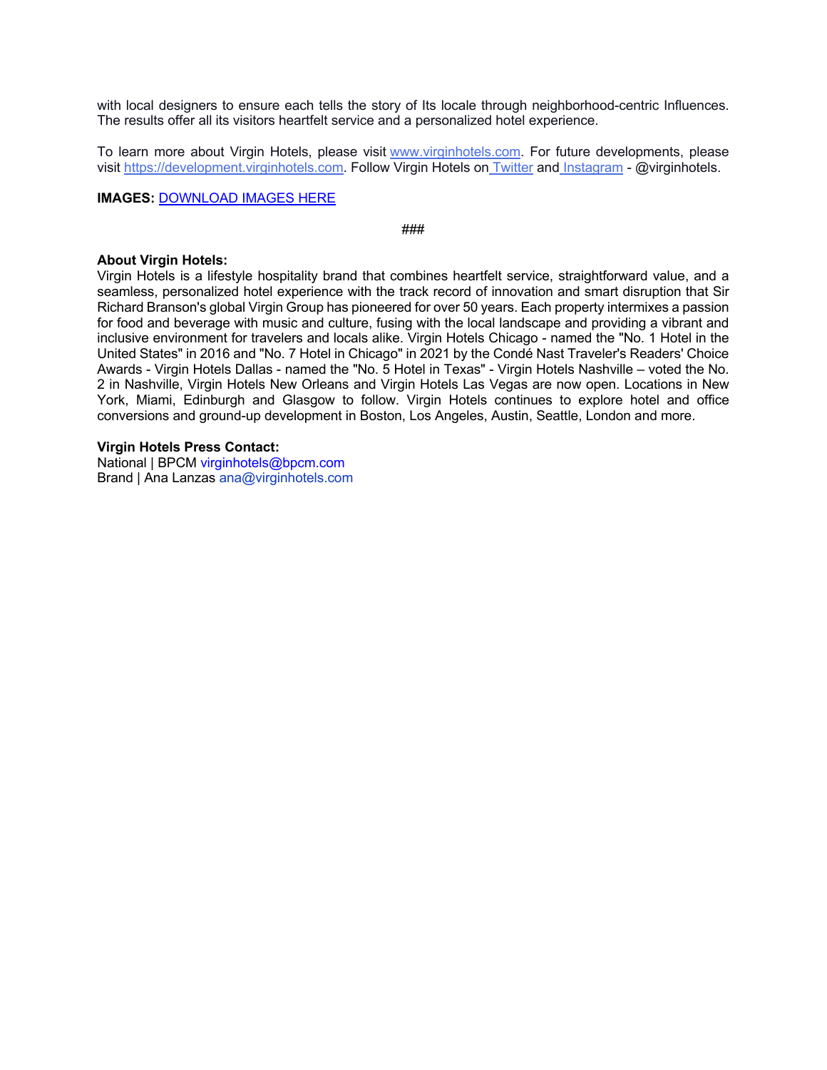with local designers to ensure each tells the story of Its locale through neighborhood-centric Influences. The results offer all its visitors heartfelt service and a personalized hotel experience.

To learn more about Virgin Hotels, please visit [www.virginhotels.com](www.virginhotels.com). For future developments, please visit [https://development.virginhotels.com](https://development.virginhotels.com). Follow Virgin Hotels on [Twitter]() and [Instagram]() - @virginhotels.

**IMAGES:** [DOWNLOAD IMAGES HERE]()

###

**About Virgin Hotels:**
Virgin Hotels is a lifestyle hospitality brand that combines heartfelt service, straightforward value, and a seamless, personalized hotel experience with the track record of innovation and smart disruption that Sir Richard Branson's global Virgin Group has pioneered for over 50 years. Each property intermixes a passion for food and beverage with music and culture, fusing with the local landscape and providing a vibrant and inclusive environment for travelers and locals alike. Virgin Hotels Chicago - named the "No. 1 Hotel in the United States" in 2016 and "No. 7 Hotel in Chicago" in 2021 by the Condé Nast Traveler's Readers' Choice Awards - Virgin Hotels Dallas - named the "No. 5 Hotel in Texas" - Virgin Hotels Nashville – voted the No. 2 in Nashville, Virgin Hotels New Orleans and Virgin Hotels Las Vegas are now open. Locations in New York, Miami, Edinburgh and Glasgow to follow. Virgin Hotels continues to explore hotel and office conversions and ground-up development in Boston, Los Angeles, Austin, Seattle, London and more.

**Virgin Hotels Press Contact:**
National | BPCM virginhotels@bpcm.com
Brand | Ana Lanzas ana@virginhotels.com